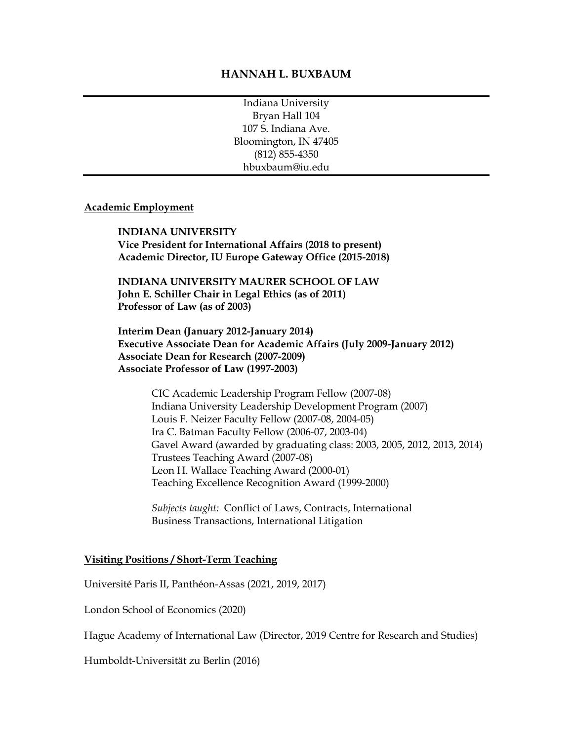# HANNAH L. BUXBAUM

---

Indiana University
Bryan Hall 104
107 S. Indiana Ave.
Bloomington, IN 47405
(812) 855-4350
hbuxbaum@iu.edu

---

## Academic Employment

**INDIANA UNIVERSITY**
**Vice President for International Affairs (2018 to present)**
**Academic Director, IU Europe Gateway Office (2015-2018)**

**INDIANA UNIVERSITY MAURER SCHOOL OF LAW**
**John E. Schiller Chair in Legal Ethics (as of 2011)**
**Professor of Law (as of 2003)**

**Interim Dean (January 2012-January 2014)**
**Executive Associate Dean for Academic Affairs (July 2009-January 2012)**
**Associate Dean for Research (2007-2009)**
**Associate Professor of Law (1997-2003)**

CIC Academic Leadership Program Fellow (2007-08)
Indiana University Leadership Development Program (2007)
Louis F. Neizer Faculty Fellow (2007-08, 2004-05)
Ira C. Batman Faculty Fellow (2006-07, 2003-04)
Gavel Award (awarded by graduating class: 2003, 2005, 2012, 2013, 2014)
Trustees Teaching Award (2007-08)
Leon H. Wallace Teaching Award (2000-01)
Teaching Excellence Recognition Award (1999-2000)

*Subjects taught:* Conflict of Laws, Contracts, International Business Transactions, International Litigation

## Visiting Positions / Short-Term Teaching

Université Paris II, Panthéon-Assas (2021, 2019, 2017)

London School of Economics (2020)

Hague Academy of International Law (Director, 2019 Centre for Research and Studies)

Humboldt-Universität zu Berlin (2016)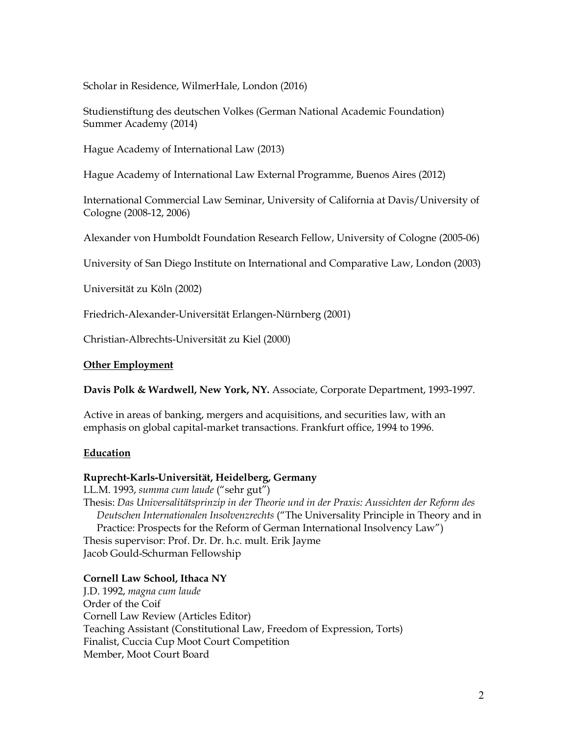Scholar in Residence, WilmerHale, London (2016)

Studienstiftung des deutschen Volkes (German National Academic Foundation) Summer Academy (2014)

Hague Academy of International Law (2013)

Hague Academy of International Law External Programme, Buenos Aires (2012)

International Commercial Law Seminar, University of California at Davis/University of Cologne (2008-12, 2006)

Alexander von Humboldt Foundation Research Fellow, University of Cologne (2005-06)

University of San Diego Institute on International and Comparative Law, London (2003)

Universität zu Köln (2002)

Friedrich-Alexander-Universität Erlangen-Nürnberg (2001)

Christian-Albrechts-Universität zu Kiel (2000)

## Other Employment

**Davis Polk & Wardwell, New York, NY.** Associate, Corporate Department, 1993-1997.

Active in areas of banking, mergers and acquisitions, and securities law, with an emphasis on global capital-market transactions. Frankfurt office, 1994 to 1996.

## Education

**Ruprecht-Karls-Universität, Heidelberg, Germany**
LL.M. 1993, *summa cum laude* ("sehr gut")
Thesis: *Das Universalitätsprinzip in der Theorie und in der Praxis: Aussichten der Reform des Deutschen Internationalen Insolvenzrechts* ("The Universality Principle in Theory and in Practice: Prospects for the Reform of German International Insolvency Law")
Thesis supervisor: Prof. Dr. Dr. h.c. mult. Erik Jayme
Jacob Gould-Schurman Fellowship

**Cornell Law School, Ithaca NY**
J.D. 1992, *magna cum laude*
Order of the Coif
Cornell Law Review (Articles Editor)
Teaching Assistant (Constitutional Law, Freedom of Expression, Torts)
Finalist, Cuccia Cup Moot Court Competition
Member, Moot Court Board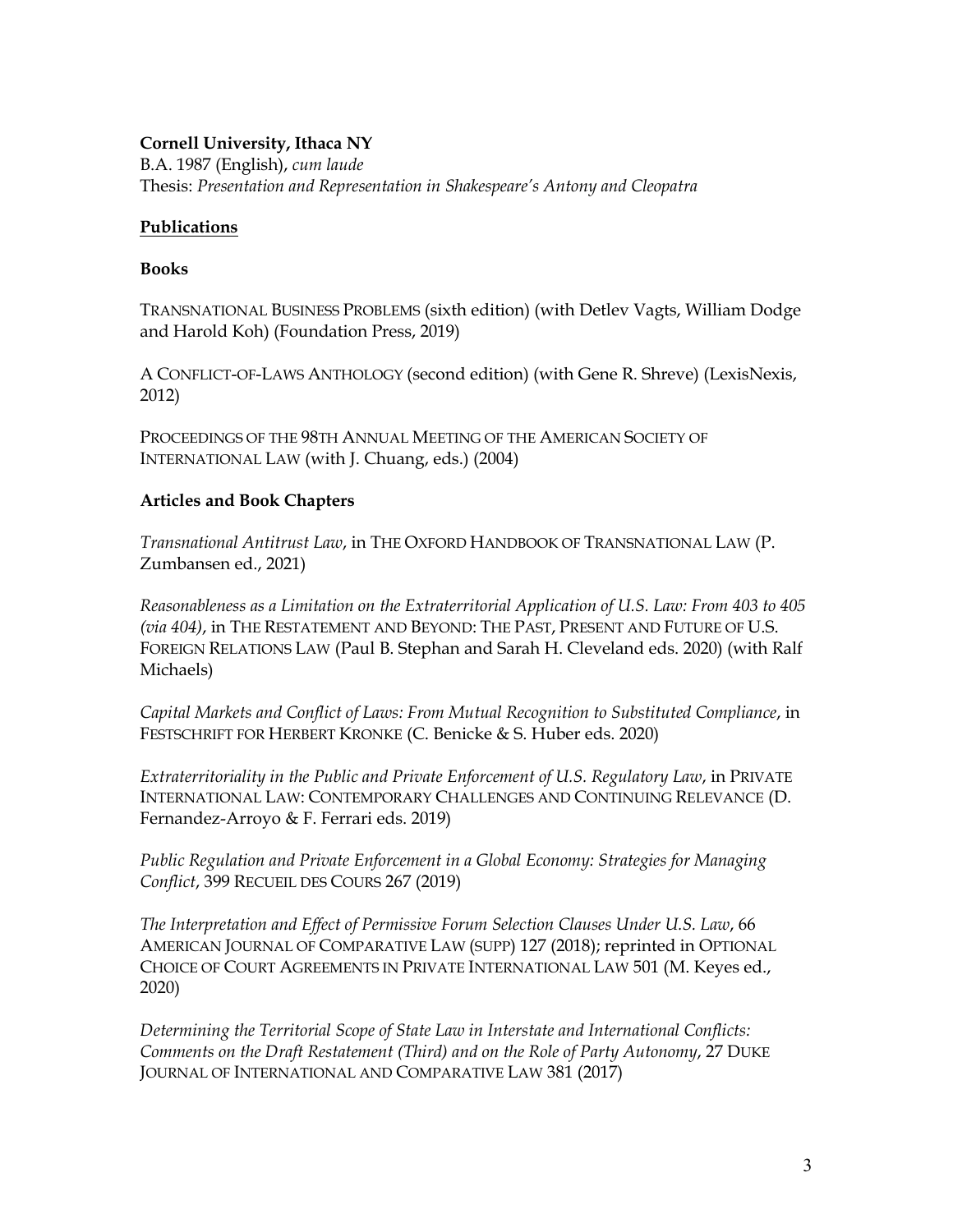**Cornell University, Ithaca NY**
B.A. 1987 (English), *cum laude*
Thesis: *Presentation and Representation in Shakespeare's Antony and Cleopatra*

## Publications

### Books

TRANSNATIONAL BUSINESS PROBLEMS (sixth edition) (with Detlev Vagts, William Dodge and Harold Koh) (Foundation Press, 2019)

A CONFLICT-OF-LAWS ANTHOLOGY (second edition) (with Gene R. Shreve) (LexisNexis, 2012)

PROCEEDINGS OF THE 98TH ANNUAL MEETING OF THE AMERICAN SOCIETY OF INTERNATIONAL LAW (with J. Chuang, eds.) (2004)

### Articles and Book Chapters

*Transnational Antitrust Law*, in THE OXFORD HANDBOOK OF TRANSNATIONAL LAW (P. Zumbansen ed., 2021)

*Reasonableness as a Limitation on the Extraterritorial Application of U.S. Law: From 403 to 405 (via 404)*, in THE RESTATEMENT AND BEYOND: THE PAST, PRESENT AND FUTURE OF U.S. FOREIGN RELATIONS LAW (Paul B. Stephan and Sarah H. Cleveland eds. 2020) (with Ralf Michaels)

*Capital Markets and Conflict of Laws: From Mutual Recognition to Substituted Compliance*, in FESTSCHRIFT FOR HERBERT KRONKE (C. Benicke & S. Huber eds. 2020)

*Extraterritoriality in the Public and Private Enforcement of U.S. Regulatory Law*, in PRIVATE INTERNATIONAL LAW: CONTEMPORARY CHALLENGES AND CONTINUING RELEVANCE (D. Fernandez-Arroyo & F. Ferrari eds. 2019)

*Public Regulation and Private Enforcement in a Global Economy: Strategies for Managing Conflict*, 399 RECUEIL DES COURS 267 (2019)

*The Interpretation and Effect of Permissive Forum Selection Clauses Under U.S. Law*, 66 AMERICAN JOURNAL OF COMPARATIVE LAW (SUPP) 127 (2018); reprinted in OPTIONAL CHOICE OF COURT AGREEMENTS IN PRIVATE INTERNATIONAL LAW 501 (M. Keyes ed., 2020)

*Determining the Territorial Scope of State Law in Interstate and International Conflicts: Comments on the Draft Restatement (Third) and on the Role of Party Autonomy*, 27 DUKE JOURNAL OF INTERNATIONAL AND COMPARATIVE LAW 381 (2017)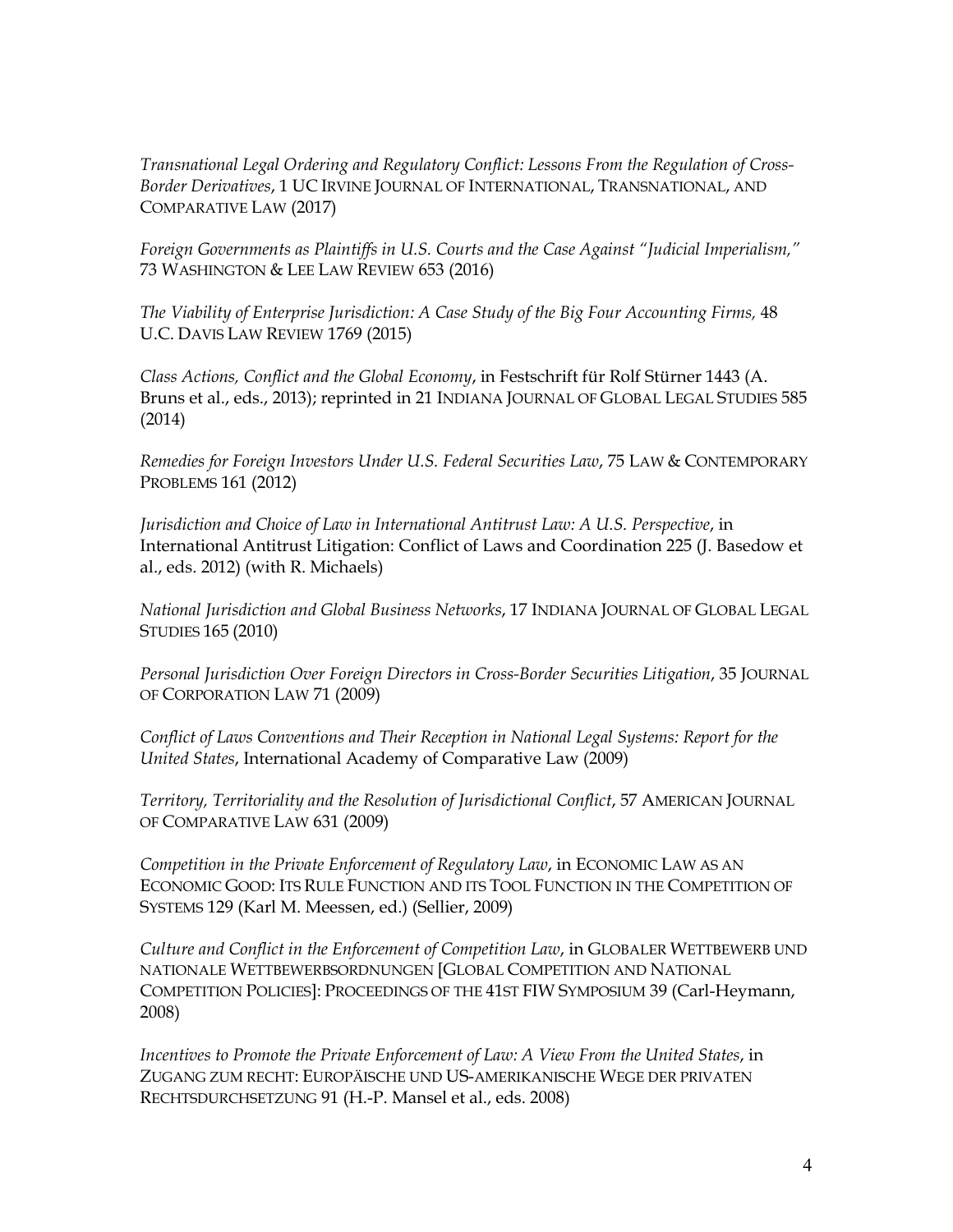*Transnational Legal Ordering and Regulatory Conflict: Lessons From the Regulation of Cross-Border Derivatives*, 1 UC IRVINE JOURNAL OF INTERNATIONAL, TRANSNATIONAL, AND COMPARATIVE LAW (2017)

*Foreign Governments as Plaintiffs in U.S. Courts and the Case Against "Judicial Imperialism,"* 73 WASHINGTON & LEE LAW REVIEW 653 (2016)

*The Viability of Enterprise Jurisdiction: A Case Study of the Big Four Accounting Firms,* 48 U.C. DAVIS LAW REVIEW 1769 (2015)

*Class Actions, Conflict and the Global Economy*, in Festschrift für Rolf Stürner 1443 (A. Bruns et al., eds., 2013); reprinted in 21 INDIANA JOURNAL OF GLOBAL LEGAL STUDIES 585 (2014)

*Remedies for Foreign Investors Under U.S. Federal Securities Law*, 75 LAW & CONTEMPORARY PROBLEMS 161 (2012)

*Jurisdiction and Choice of Law in International Antitrust Law: A U.S. Perspective*, in International Antitrust Litigation: Conflict of Laws and Coordination 225 (J. Basedow et al., eds. 2012) (with R. Michaels)

*National Jurisdiction and Global Business Networks*, 17 INDIANA JOURNAL OF GLOBAL LEGAL STUDIES 165 (2010)

*Personal Jurisdiction Over Foreign Directors in Cross-Border Securities Litigation*, 35 JOURNAL OF CORPORATION LAW 71 (2009)

*Conflict of Laws Conventions and Their Reception in National Legal Systems: Report for the United States*, International Academy of Comparative Law (2009)

*Territory, Territoriality and the Resolution of Jurisdictional Conflict*, 57 AMERICAN JOURNAL OF COMPARATIVE LAW 631 (2009)

*Competition in the Private Enforcement of Regulatory Law*, in ECONOMIC LAW AS AN ECONOMIC GOOD: ITS RULE FUNCTION AND ITS TOOL FUNCTION IN THE COMPETITION OF SYSTEMS 129 (Karl M. Meessen, ed.) (Sellier, 2009)

*Culture and Conflict in the Enforcement of Competition Law*, in GLOBALER WETTBEWERB UND NATIONALE WETTBEWERBSORDNUNGEN [GLOBAL COMPETITION AND NATIONAL COMPETITION POLICIES]: PROCEEDINGS OF THE 41ST FIW SYMPOSIUM 39 (Carl-Heymann, 2008)

*Incentives to Promote the Private Enforcement of Law: A View From the United States*, in ZUGANG ZUM RECHT: EUROPÄISCHE UND US-AMERIKANISCHE WEGE DER PRIVATEN RECHTSDURCHSETZUNG 91 (H.-P. Mansel et al., eds. 2008)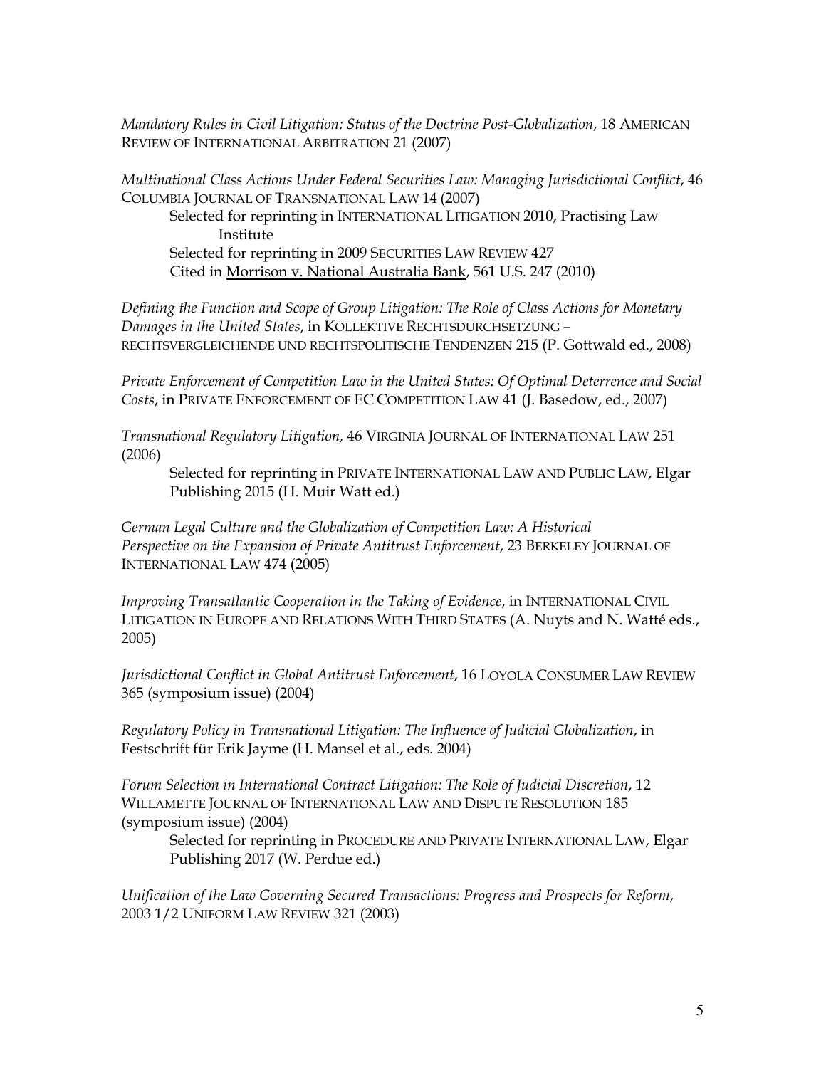*Mandatory Rules in Civil Litigation: Status of the Doctrine Post-Globalization*, 18 AMERICAN REVIEW OF INTERNATIONAL ARBITRATION 21 (2007)

*Multinational Class Actions Under Federal Securities Law: Managing Jurisdictional Conflict*, 46 COLUMBIA JOURNAL OF TRANSNATIONAL LAW 14 (2007)
  Selected for reprinting in INTERNATIONAL LITIGATION 2010, Practising Law Institute
  Selected for reprinting in 2009 SECURITIES LAW REVIEW 427
  Cited in Morrison v. National Australia Bank, 561 U.S. 247 (2010)

*Defining the Function and Scope of Group Litigation: The Role of Class Actions for Monetary Damages in the United States*, in KOLLEKTIVE RECHTSDURCHSETZUNG – RECHTSVERGLEICHENDE UND RECHTSPOLITISCHE TENDENZEN 215 (P. Gottwald ed., 2008)

*Private Enforcement of Competition Law in the United States: Of Optimal Deterrence and Social Costs*, in PRIVATE ENFORCEMENT OF EC COMPETITION LAW 41 (J. Basedow, ed., 2007)

*Transnational Regulatory Litigation,* 46 VIRGINIA JOURNAL OF INTERNATIONAL LAW 251 (2006)
  Selected for reprinting in PRIVATE INTERNATIONAL LAW AND PUBLIC LAW, Elgar Publishing 2015 (H. Muir Watt ed.)

*German Legal Culture and the Globalization of Competition Law: A Historical Perspective on the Expansion of Private Antitrust Enforcement*, 23 BERKELEY JOURNAL OF INTERNATIONAL LAW 474 (2005)

*Improving Transatlantic Cooperation in the Taking of Evidence*, in INTERNATIONAL CIVIL LITIGATION IN EUROPE AND RELATIONS WITH THIRD STATES (A. Nuyts and N. Watté eds., 2005)

*Jurisdictional Conflict in Global Antitrust Enforcement*, 16 LOYOLA CONSUMER LAW REVIEW 365 (symposium issue) (2004)

*Regulatory Policy in Transnational Litigation: The Influence of Judicial Globalization*, in Festschrift für Erik Jayme (H. Mansel et al., eds. 2004)

*Forum Selection in International Contract Litigation: The Role of Judicial Discretion*, 12 WILLAMETTE JOURNAL OF INTERNATIONAL LAW AND DISPUTE RESOLUTION 185 (symposium issue) (2004)
  Selected for reprinting in PROCEDURE AND PRIVATE INTERNATIONAL LAW, Elgar Publishing 2017 (W. Perdue ed.)

*Unification of the Law Governing Secured Transactions: Progress and Prospects for Reform*, 2003 1/2 UNIFORM LAW REVIEW 321 (2003)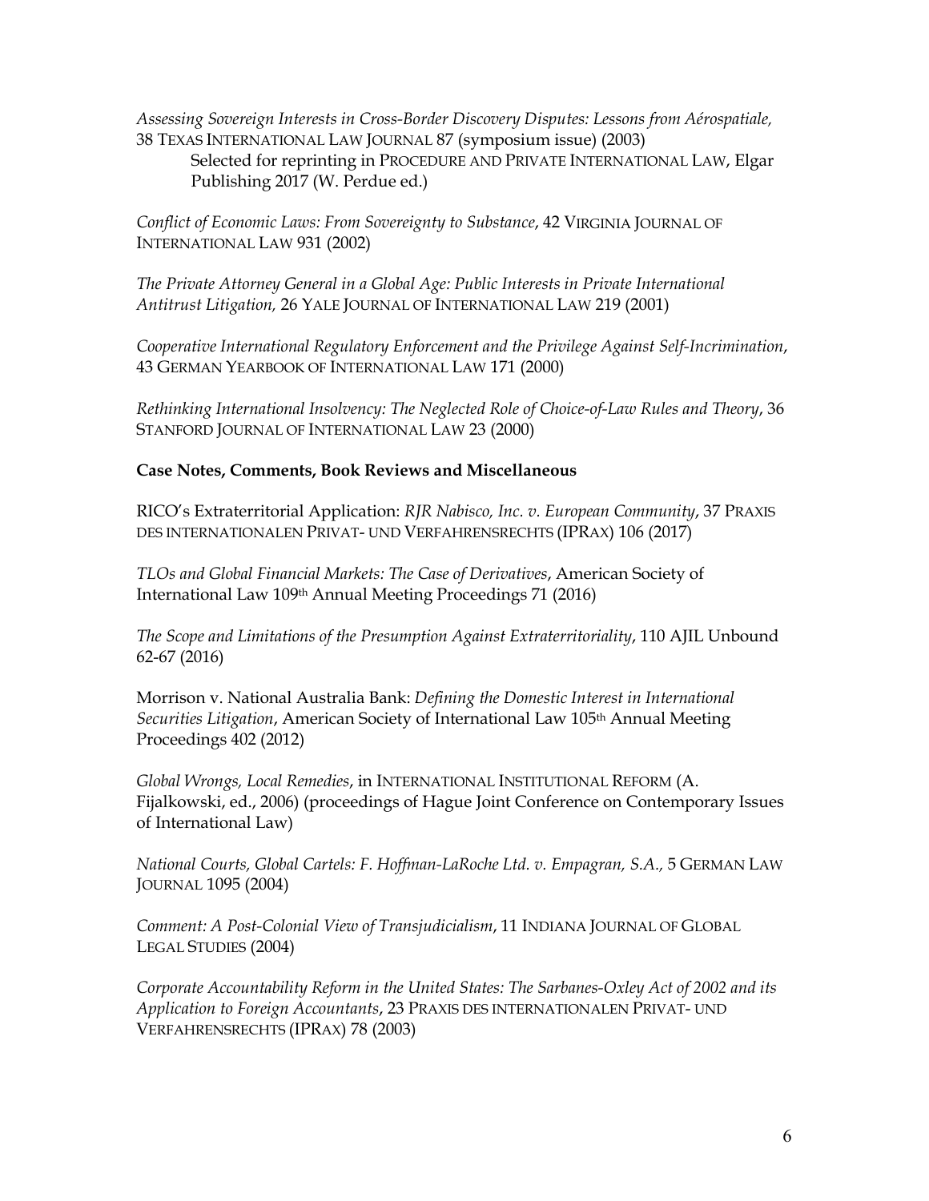*Assessing Sovereign Interests in Cross-Border Discovery Disputes: Lessons from Aérospatiale,* 38 TEXAS INTERNATIONAL LAW JOURNAL 87 (symposium issue) (2003)
Selected for reprinting in PROCEDURE AND PRIVATE INTERNATIONAL LAW, Elgar Publishing 2017 (W. Perdue ed.)

*Conflict of Economic Laws: From Sovereignty to Substance*, 42 VIRGINIA JOURNAL OF INTERNATIONAL LAW 931 (2002)

*The Private Attorney General in a Global Age: Public Interests in Private International Antitrust Litigation,* 26 YALE JOURNAL OF INTERNATIONAL LAW 219 (2001)

*Cooperative International Regulatory Enforcement and the Privilege Against Self-Incrimination*, 43 GERMAN YEARBOOK OF INTERNATIONAL LAW 171 (2000)

*Rethinking International Insolvency: The Neglected Role of Choice-of-Law Rules and Theory*, 36 STANFORD JOURNAL OF INTERNATIONAL LAW 23 (2000)

**Case Notes, Comments, Book Reviews and Miscellaneous**

RICO's Extraterritorial Application: *RJR Nabisco, Inc. v. European Community*, 37 PRAXIS DES INTERNATIONALEN PRIVAT- UND VERFAHRENSRECHTS (IPRAX) 106 (2017)

*TLOs and Global Financial Markets: The Case of Derivatives*, American Society of International Law 109th Annual Meeting Proceedings 71 (2016)

*The Scope and Limitations of the Presumption Against Extraterritoriality*, 110 AJIL Unbound 62-67 (2016)

Morrison v. National Australia Bank: *Defining the Domestic Interest in International Securities Litigation*, American Society of International Law 105th Annual Meeting Proceedings 402 (2012)

*Global Wrongs, Local Remedies*, in INTERNATIONAL INSTITUTIONAL REFORM (A. Fijalkowski, ed., 2006) (proceedings of Hague Joint Conference on Contemporary Issues of International Law)

*National Courts, Global Cartels: F. Hoffman-LaRoche Ltd. v. Empagran, S.A.,* 5 GERMAN LAW JOURNAL 1095 (2004)

*Comment: A Post-Colonial View of Transjudicialism*, 11 INDIANA JOURNAL OF GLOBAL LEGAL STUDIES (2004)

*Corporate Accountability Reform in the United States: The Sarbanes-Oxley Act of 2002 and its Application to Foreign Accountants*, 23 PRAXIS DES INTERNATIONALEN PRIVAT- UND VERFAHRENSRECHTS (IPRAX) 78 (2003)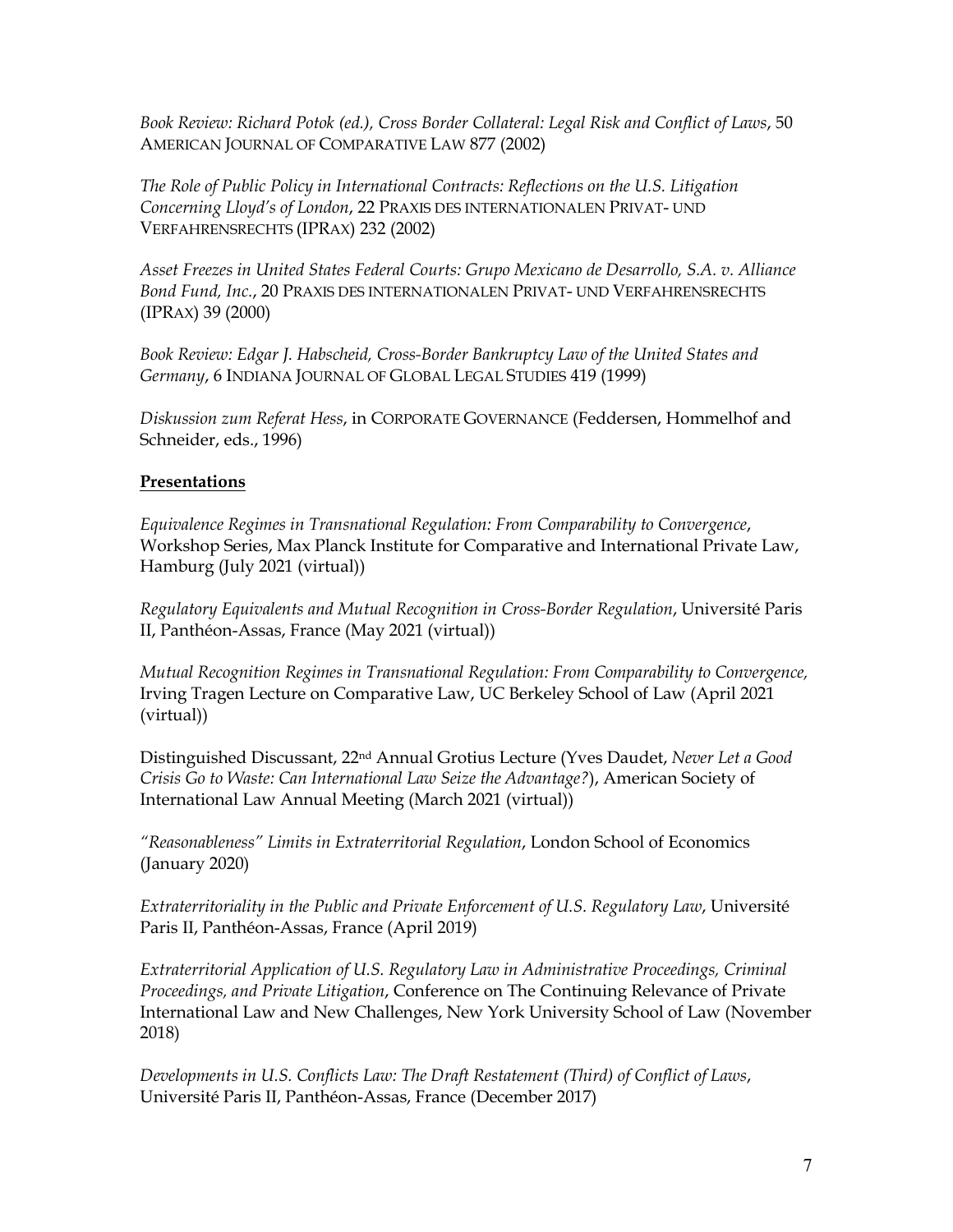*Book Review: Richard Potok (ed.), Cross Border Collateral: Legal Risk and Conflict of Laws*, 50 AMERICAN JOURNAL OF COMPARATIVE LAW 877 (2002)

*The Role of Public Policy in International Contracts: Reflections on the U.S. Litigation Concerning Lloyd's of London*, 22 PRAXIS DES INTERNATIONALEN PRIVAT- UND VERFAHRENSRECHTS (IPRAX) 232 (2002)

*Asset Freezes in United States Federal Courts: Grupo Mexicano de Desarrollo, S.A. v. Alliance Bond Fund, Inc.*, 20 PRAXIS DES INTERNATIONALEN PRIVAT- UND VERFAHRENSRECHTS (IPRAX) 39 (2000)

*Book Review: Edgar J. Habscheid, Cross-Border Bankruptcy Law of the United States and Germany*, 6 INDIANA JOURNAL OF GLOBAL LEGAL STUDIES 419 (1999)

*Diskussion zum Referat Hess*, in CORPORATE GOVERNANCE (Feddersen, Hommelhof and Schneider, eds., 1996)

**Presentations**

*Equivalence Regimes in Transnational Regulation: From Comparability to Convergence*, Workshop Series, Max Planck Institute for Comparative and International Private Law, Hamburg (July 2021 (virtual))

*Regulatory Equivalents and Mutual Recognition in Cross-Border Regulation*, Université Paris II, Panthéon-Assas, France (May 2021 (virtual))

*Mutual Recognition Regimes in Transnational Regulation: From Comparability to Convergence,* Irving Tragen Lecture on Comparative Law, UC Berkeley School of Law (April 2021 (virtual))

Distinguished Discussant, 22nd Annual Grotius Lecture (Yves Daudet, *Never Let a Good Crisis Go to Waste: Can International Law Seize the Advantage?*), American Society of International Law Annual Meeting (March 2021 (virtual))

*"Reasonableness" Limits in Extraterritorial Regulation*, London School of Economics (January 2020)

*Extraterritoriality in the Public and Private Enforcement of U.S. Regulatory Law*, Université Paris II, Panthéon-Assas, France (April 2019)

*Extraterritorial Application of U.S. Regulatory Law in Administrative Proceedings, Criminal Proceedings, and Private Litigation*, Conference on The Continuing Relevance of Private International Law and New Challenges, New York University School of Law (November 2018)

*Developments in U.S. Conflicts Law: The Draft Restatement (Third) of Conflict of Laws*, Université Paris II, Panthéon-Assas, France (December 2017)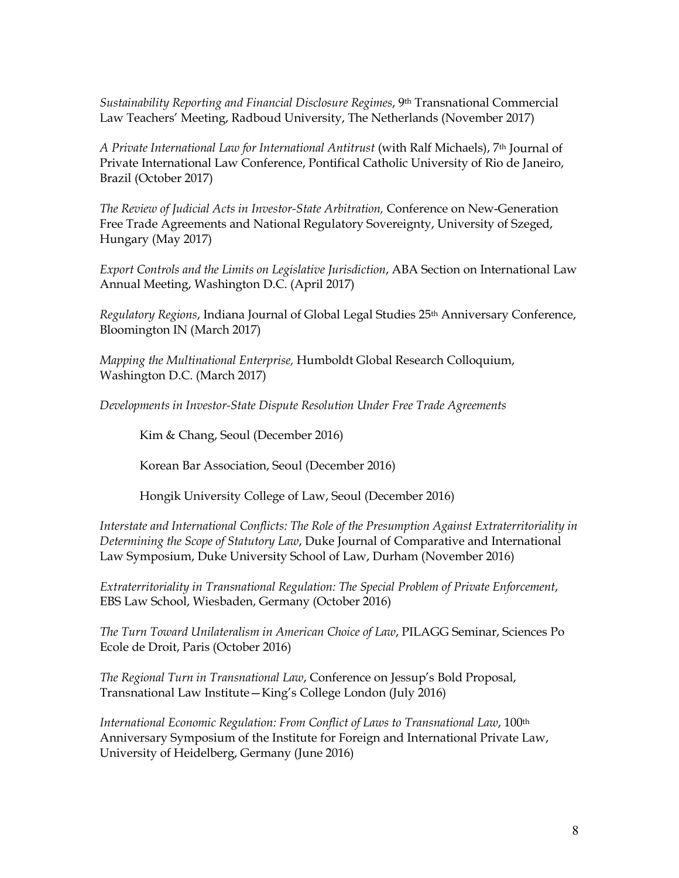*Sustainability Reporting and Financial Disclosure Regimes*, 9th Transnational Commercial Law Teachers' Meeting, Radboud University, The Netherlands (November 2017)

*A Private International Law for International Antitrust* (with Ralf Michaels), 7th Journal of Private International Law Conference, Pontifical Catholic University of Rio de Janeiro, Brazil (October 2017)

*The Review of Judicial Acts in Investor-State Arbitration,* Conference on New-Generation Free Trade Agreements and National Regulatory Sovereignty, University of Szeged, Hungary (May 2017)

*Export Controls and the Limits on Legislative Jurisdiction*, ABA Section on International Law Annual Meeting, Washington D.C. (April 2017)

*Regulatory Regions*, Indiana Journal of Global Legal Studies 25th Anniversary Conference, Bloomington IN (March 2017)

*Mapping the Multinational Enterprise,* Humboldt Global Research Colloquium, Washington D.C. (March 2017)

*Developments in Investor-State Dispute Resolution Under Free Trade Agreements*

Kim & Chang, Seoul (December 2016)

Korean Bar Association, Seoul (December 2016)

Hongik University College of Law, Seoul (December 2016)

*Interstate and International Conflicts: The Role of the Presumption Against Extraterritoriality in Determining the Scope of Statutory Law*, Duke Journal of Comparative and International Law Symposium, Duke University School of Law, Durham (November 2016)

*Extraterritoriality in Transnational Regulation: The Special Problem of Private Enforcement*, EBS Law School, Wiesbaden, Germany (October 2016)

*The Turn Toward Unilateralism in American Choice of Law*, PILAGG Seminar, Sciences Po Ecole de Droit, Paris (October 2016)

*The Regional Turn in Transnational Law*, Conference on Jessup's Bold Proposal, Transnational Law Institute—King's College London (July 2016)

*International Economic Regulation: From Conflict of Laws to Transnational Law*, 100th Anniversary Symposium of the Institute for Foreign and International Private Law, University of Heidelberg, Germany (June 2016)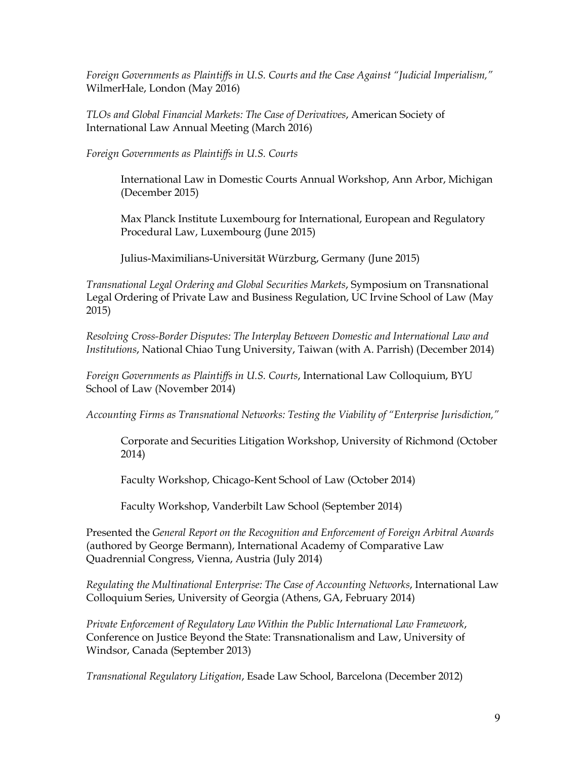*Foreign Governments as Plaintiffs in U.S. Courts and the Case Against "Judicial Imperialism,"* WilmerHale, London (May 2016)

*TLOs and Global Financial Markets: The Case of Derivatives*, American Society of International Law Annual Meeting (March 2016)

*Foreign Governments as Plaintiffs in U.S. Courts*

> International Law in Domestic Courts Annual Workshop, Ann Arbor, Michigan (December 2015)
>
> Max Planck Institute Luxembourg for International, European and Regulatory Procedural Law, Luxembourg (June 2015)
>
> Julius-Maximilians-Universität Würzburg, Germany (June 2015)

*Transnational Legal Ordering and Global Securities Markets*, Symposium on Transnational Legal Ordering of Private Law and Business Regulation, UC Irvine School of Law (May 2015)

*Resolving Cross-Border Disputes: The Interplay Between Domestic and International Law and Institutions*, National Chiao Tung University, Taiwan (with A. Parrish) (December 2014)

*Foreign Governments as Plaintiffs in U.S. Courts*, International Law Colloquium, BYU School of Law (November 2014)

*Accounting Firms as Transnational Networks: Testing the Viability of "Enterprise Jurisdiction,"*

> Corporate and Securities Litigation Workshop, University of Richmond (October 2014)
>
> Faculty Workshop, Chicago-Kent School of Law (October 2014)
>
> Faculty Workshop, Vanderbilt Law School (September 2014)

Presented the *General Report on the Recognition and Enforcement of Foreign Arbitral Awards* (authored by George Bermann), International Academy of Comparative Law Quadrennial Congress, Vienna, Austria (July 2014)

*Regulating the Multinational Enterprise: The Case of Accounting Networks*, International Law Colloquium Series, University of Georgia (Athens, GA, February 2014)

*Private Enforcement of Regulatory Law Within the Public International Law Framework*, Conference on Justice Beyond the State: Transnationalism and Law, University of Windsor, Canada (September 2013)

*Transnational Regulatory Litigation*, Esade Law School, Barcelona (December 2012)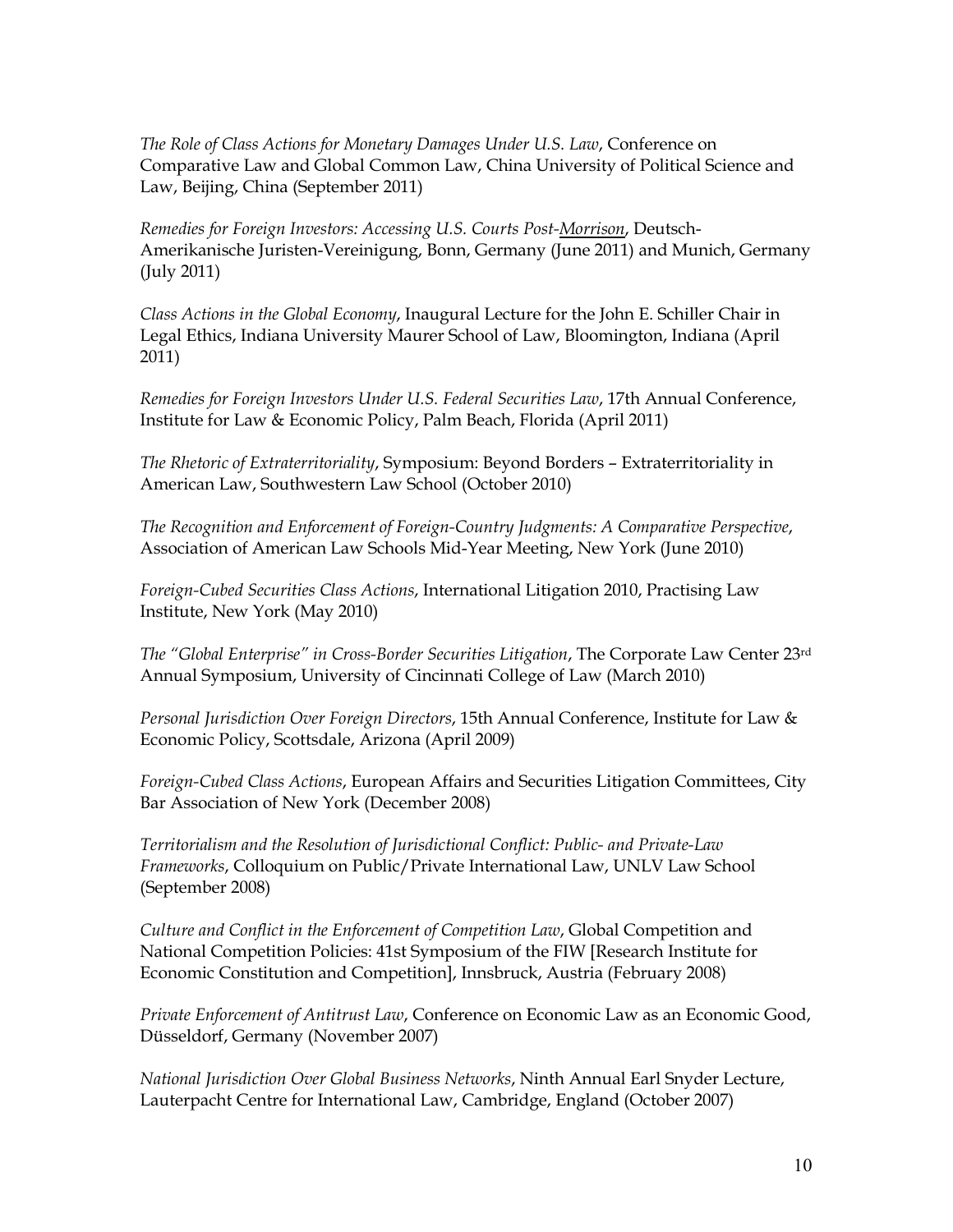*The Role of Class Actions for Monetary Damages Under U.S. Law*, Conference on Comparative Law and Global Common Law, China University of Political Science and Law, Beijing, China (September 2011)

*Remedies for Foreign Investors: Accessing U.S. Courts Post-Morrison*, Deutsch-Amerikanische Juristen-Vereinigung, Bonn, Germany (June 2011) and Munich, Germany (July 2011)

*Class Actions in the Global Economy*, Inaugural Lecture for the John E. Schiller Chair in Legal Ethics, Indiana University Maurer School of Law, Bloomington, Indiana (April 2011)

*Remedies for Foreign Investors Under U.S. Federal Securities Law*, 17th Annual Conference, Institute for Law & Economic Policy, Palm Beach, Florida (April 2011)

*The Rhetoric of Extraterritoriality*, Symposium: Beyond Borders – Extraterritoriality in American Law, Southwestern Law School (October 2010)

*The Recognition and Enforcement of Foreign-Country Judgments: A Comparative Perspective*, Association of American Law Schools Mid-Year Meeting, New York (June 2010)

*Foreign-Cubed Securities Class Actions*, International Litigation 2010, Practising Law Institute, New York (May 2010)

*The "Global Enterprise" in Cross-Border Securities Litigation*, The Corporate Law Center 23rd Annual Symposium, University of Cincinnati College of Law (March 2010)

*Personal Jurisdiction Over Foreign Directors*, 15th Annual Conference, Institute for Law & Economic Policy, Scottsdale, Arizona (April 2009)

*Foreign-Cubed Class Actions*, European Affairs and Securities Litigation Committees, City Bar Association of New York (December 2008)

*Territorialism and the Resolution of Jurisdictional Conflict: Public- and Private-Law Frameworks*, Colloquium on Public/Private International Law, UNLV Law School (September 2008)

*Culture and Conflict in the Enforcement of Competition Law*, Global Competition and National Competition Policies: 41st Symposium of the FIW [Research Institute for Economic Constitution and Competition], Innsbruck, Austria (February 2008)

*Private Enforcement of Antitrust Law*, Conference on Economic Law as an Economic Good, Düsseldorf, Germany (November 2007)

*National Jurisdiction Over Global Business Networks*, Ninth Annual Earl Snyder Lecture, Lauterpacht Centre for International Law, Cambridge, England (October 2007)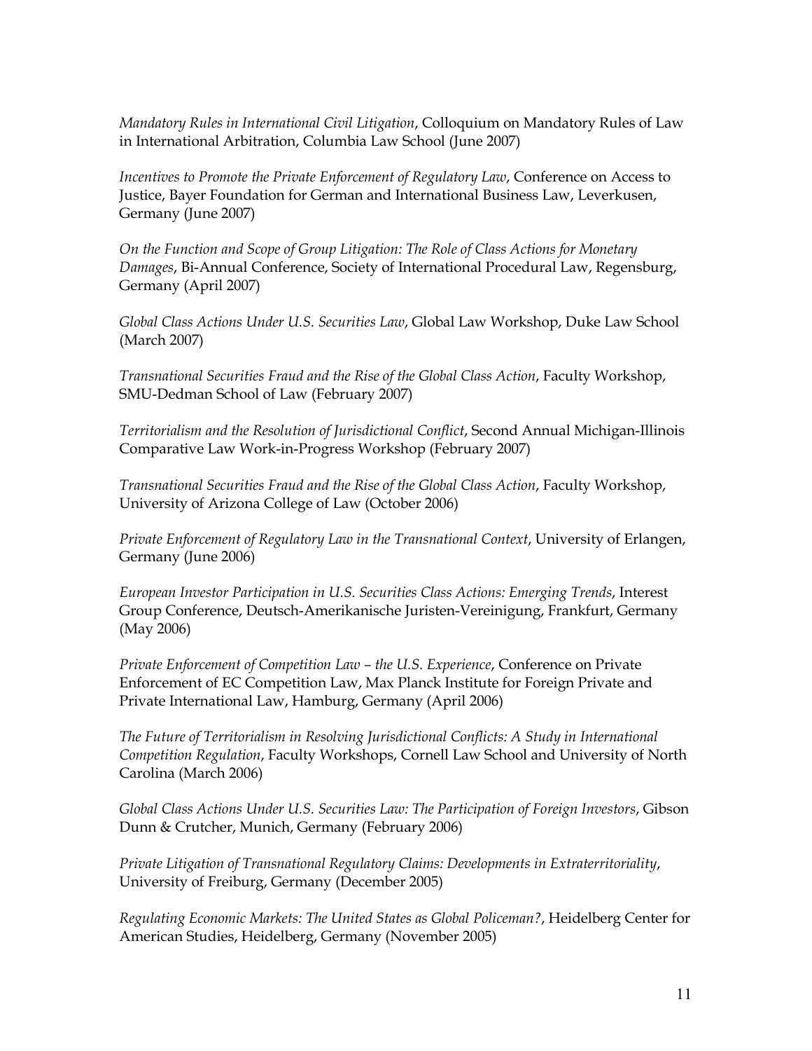*Mandatory Rules in International Civil Litigation*, Colloquium on Mandatory Rules of Law in International Arbitration, Columbia Law School (June 2007)

*Incentives to Promote the Private Enforcement of Regulatory Law*, Conference on Access to Justice, Bayer Foundation for German and International Business Law, Leverkusen, Germany (June 2007)

*On the Function and Scope of Group Litigation: The Role of Class Actions for Monetary Damages*, Bi-Annual Conference, Society of International Procedural Law, Regensburg, Germany (April 2007)

*Global Class Actions Under U.S. Securities Law*, Global Law Workshop, Duke Law School (March 2007)

*Transnational Securities Fraud and the Rise of the Global Class Action*, Faculty Workshop, SMU-Dedman School of Law (February 2007)

*Territorialism and the Resolution of Jurisdictional Conflict*, Second Annual Michigan-Illinois Comparative Law Work-in-Progress Workshop (February 2007)

*Transnational Securities Fraud and the Rise of the Global Class Action*, Faculty Workshop, University of Arizona College of Law (October 2006)

*Private Enforcement of Regulatory Law in the Transnational Context*, University of Erlangen, Germany (June 2006)

*European Investor Participation in U.S. Securities Class Actions: Emerging Trends*, Interest Group Conference, Deutsch-Amerikanische Juristen-Vereinigung, Frankfurt, Germany (May 2006)

*Private Enforcement of Competition Law – the U.S. Experience*, Conference on Private Enforcement of EC Competition Law, Max Planck Institute for Foreign Private and Private International Law, Hamburg, Germany (April 2006)

*The Future of Territorialism in Resolving Jurisdictional Conflicts: A Study in International Competition Regulation*, Faculty Workshops, Cornell Law School and University of North Carolina (March 2006)

*Global Class Actions Under U.S. Securities Law: The Participation of Foreign Investors*, Gibson Dunn & Crutcher, Munich, Germany (February 2006)

*Private Litigation of Transnational Regulatory Claims: Developments in Extraterritoriality*, University of Freiburg, Germany (December 2005)

*Regulating Economic Markets: The United States as Global Policeman?*, Heidelberg Center for American Studies, Heidelberg, Germany (November 2005)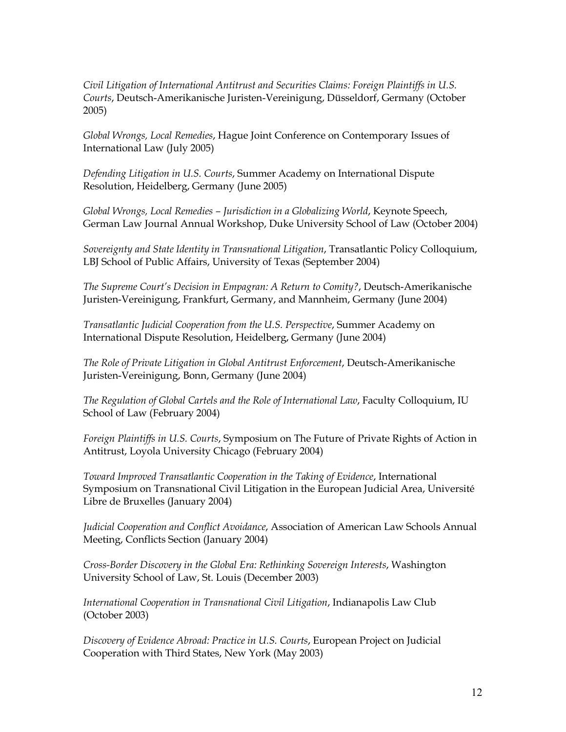*Civil Litigation of International Antitrust and Securities Claims: Foreign Plaintiffs in U.S. Courts*, Deutsch-Amerikanische Juristen-Vereinigung, Düsseldorf, Germany (October 2005)

*Global Wrongs, Local Remedies*, Hague Joint Conference on Contemporary Issues of International Law (July 2005)

*Defending Litigation in U.S. Courts*, Summer Academy on International Dispute Resolution, Heidelberg, Germany (June 2005)

*Global Wrongs, Local Remedies – Jurisdiction in a Globalizing World*, Keynote Speech, German Law Journal Annual Workshop, Duke University School of Law (October 2004)

*Sovereignty and State Identity in Transnational Litigation*, Transatlantic Policy Colloquium, LBJ School of Public Affairs, University of Texas (September 2004)

*The Supreme Court's Decision in Empagran: A Return to Comity?*, Deutsch-Amerikanische Juristen-Vereinigung, Frankfurt, Germany, and Mannheim, Germany (June 2004)

*Transatlantic Judicial Cooperation from the U.S. Perspective*, Summer Academy on International Dispute Resolution, Heidelberg, Germany (June 2004)

*The Role of Private Litigation in Global Antitrust Enforcement*, Deutsch-Amerikanische Juristen-Vereinigung, Bonn, Germany (June 2004)

*The Regulation of Global Cartels and the Role of International Law*, Faculty Colloquium, IU School of Law (February 2004)

*Foreign Plaintiffs in U.S. Courts*, Symposium on The Future of Private Rights of Action in Antitrust, Loyola University Chicago (February 2004)

*Toward Improved Transatlantic Cooperation in the Taking of Evidence*, International Symposium on Transnational Civil Litigation in the European Judicial Area, Université Libre de Bruxelles (January 2004)

*Judicial Cooperation and Conflict Avoidance*, Association of American Law Schools Annual Meeting, Conflicts Section (January 2004)

*Cross-Border Discovery in the Global Era: Rethinking Sovereign Interests*, Washington University School of Law, St. Louis (December 2003)

*International Cooperation in Transnational Civil Litigation*, Indianapolis Law Club (October 2003)

*Discovery of Evidence Abroad: Practice in U.S. Courts*, European Project on Judicial Cooperation with Third States, New York (May 2003)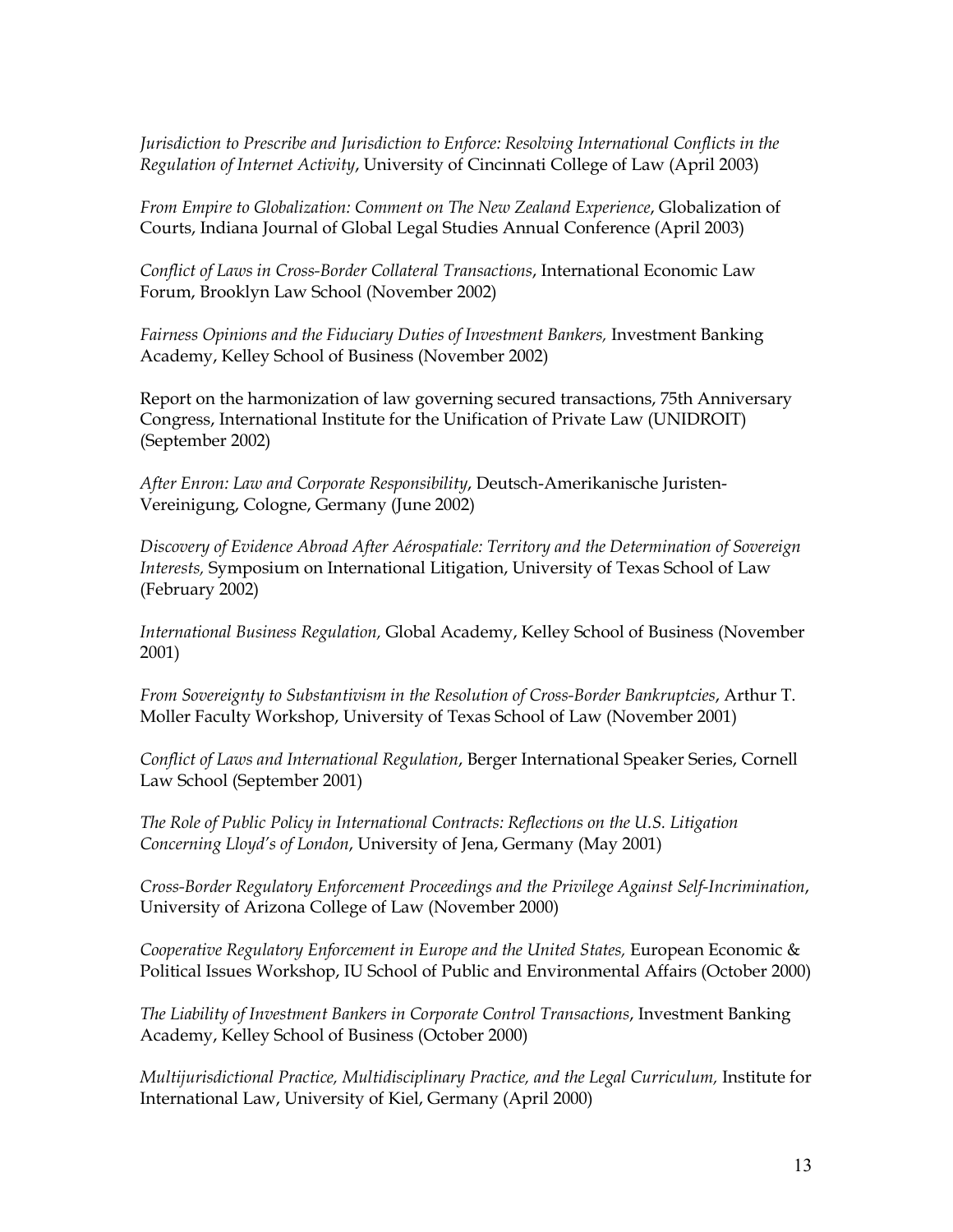*Jurisdiction to Prescribe and Jurisdiction to Enforce: Resolving International Conflicts in the Regulation of Internet Activity*, University of Cincinnati College of Law (April 2003)

*From Empire to Globalization: Comment on The New Zealand Experience*, Globalization of Courts, Indiana Journal of Global Legal Studies Annual Conference (April 2003)

*Conflict of Laws in Cross-Border Collateral Transactions*, International Economic Law Forum, Brooklyn Law School (November 2002)

*Fairness Opinions and the Fiduciary Duties of Investment Bankers,* Investment Banking Academy, Kelley School of Business (November 2002)

Report on the harmonization of law governing secured transactions, 75th Anniversary Congress, International Institute for the Unification of Private Law (UNIDROIT) (September 2002)

*After Enron: Law and Corporate Responsibility*, Deutsch-Amerikanische Juristen-Vereinigung, Cologne, Germany (June 2002)

*Discovery of Evidence Abroad After Aérospatiale: Territory and the Determination of Sovereign Interests,* Symposium on International Litigation, University of Texas School of Law (February 2002)

*International Business Regulation,* Global Academy, Kelley School of Business (November 2001)

*From Sovereignty to Substantivism in the Resolution of Cross-Border Bankruptcies*, Arthur T. Moller Faculty Workshop, University of Texas School of Law (November 2001)

*Conflict of Laws and International Regulation*, Berger International Speaker Series, Cornell Law School (September 2001)

*The Role of Public Policy in International Contracts: Reflections on the U.S. Litigation Concerning Lloyd's of London*, University of Jena, Germany (May 2001)

*Cross-Border Regulatory Enforcement Proceedings and the Privilege Against Self-Incrimination*, University of Arizona College of Law (November 2000)

*Cooperative Regulatory Enforcement in Europe and the United States,* European Economic & Political Issues Workshop, IU School of Public and Environmental Affairs (October 2000)

*The Liability of Investment Bankers in Corporate Control Transactions*, Investment Banking Academy, Kelley School of Business (October 2000)

*Multijurisdictional Practice, Multidisciplinary Practice, and the Legal Curriculum,* Institute for International Law, University of Kiel, Germany (April 2000)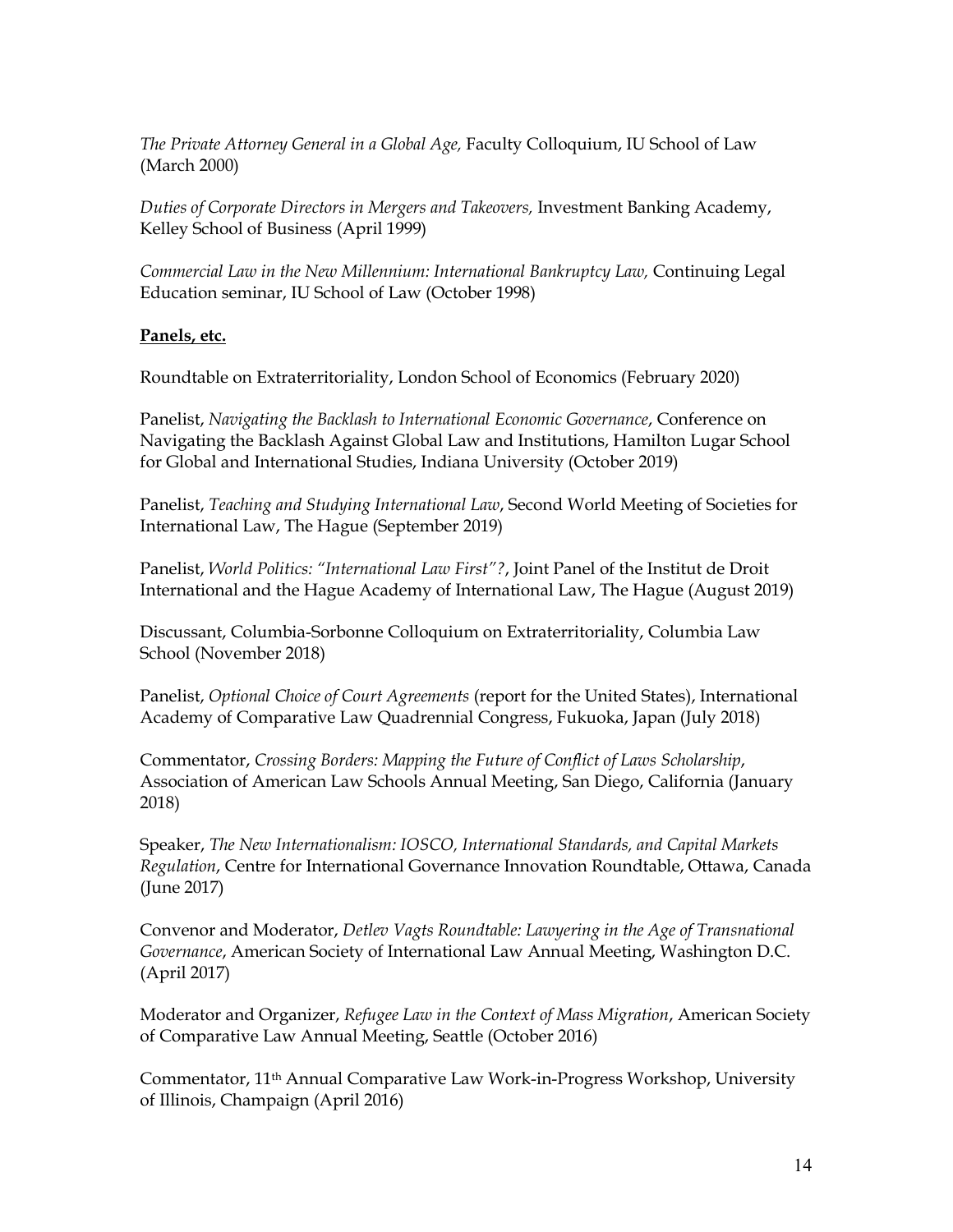*The Private Attorney General in a Global Age,* Faculty Colloquium, IU School of Law (March 2000)

*Duties of Corporate Directors in Mergers and Takeovers,* Investment Banking Academy, Kelley School of Business (April 1999)

*Commercial Law in the New Millennium: International Bankruptcy Law,* Continuing Legal Education seminar, IU School of Law (October 1998)

**Panels, etc.**

Roundtable on Extraterritoriality, London School of Economics (February 2020)

Panelist, *Navigating the Backlash to International Economic Governance*, Conference on Navigating the Backlash Against Global Law and Institutions, Hamilton Lugar School for Global and International Studies, Indiana University (October 2019)

Panelist, *Teaching and Studying International Law*, Second World Meeting of Societies for International Law, The Hague (September 2019)

Panelist, *World Politics: "International Law First"?*, Joint Panel of the Institut de Droit International and the Hague Academy of International Law, The Hague (August 2019)

Discussant, Columbia-Sorbonne Colloquium on Extraterritoriality, Columbia Law School (November 2018)

Panelist, *Optional Choice of Court Agreements* (report for the United States), International Academy of Comparative Law Quadrennial Congress, Fukuoka, Japan (July 2018)

Commentator, *Crossing Borders: Mapping the Future of Conflict of Laws Scholarship*, Association of American Law Schools Annual Meeting, San Diego, California (January 2018)

Speaker, *The New Internationalism: IOSCO, International Standards, and Capital Markets Regulation*, Centre for International Governance Innovation Roundtable, Ottawa, Canada (June 2017)

Convenor and Moderator, *Detlev Vagts Roundtable: Lawyering in the Age of Transnational Governance*, American Society of International Law Annual Meeting, Washington D.C. (April 2017)

Moderator and Organizer, *Refugee Law in the Context of Mass Migration*, American Society of Comparative Law Annual Meeting, Seattle (October 2016)

Commentator, 11th Annual Comparative Law Work-in-Progress Workshop, University of Illinois, Champaign (April 2016)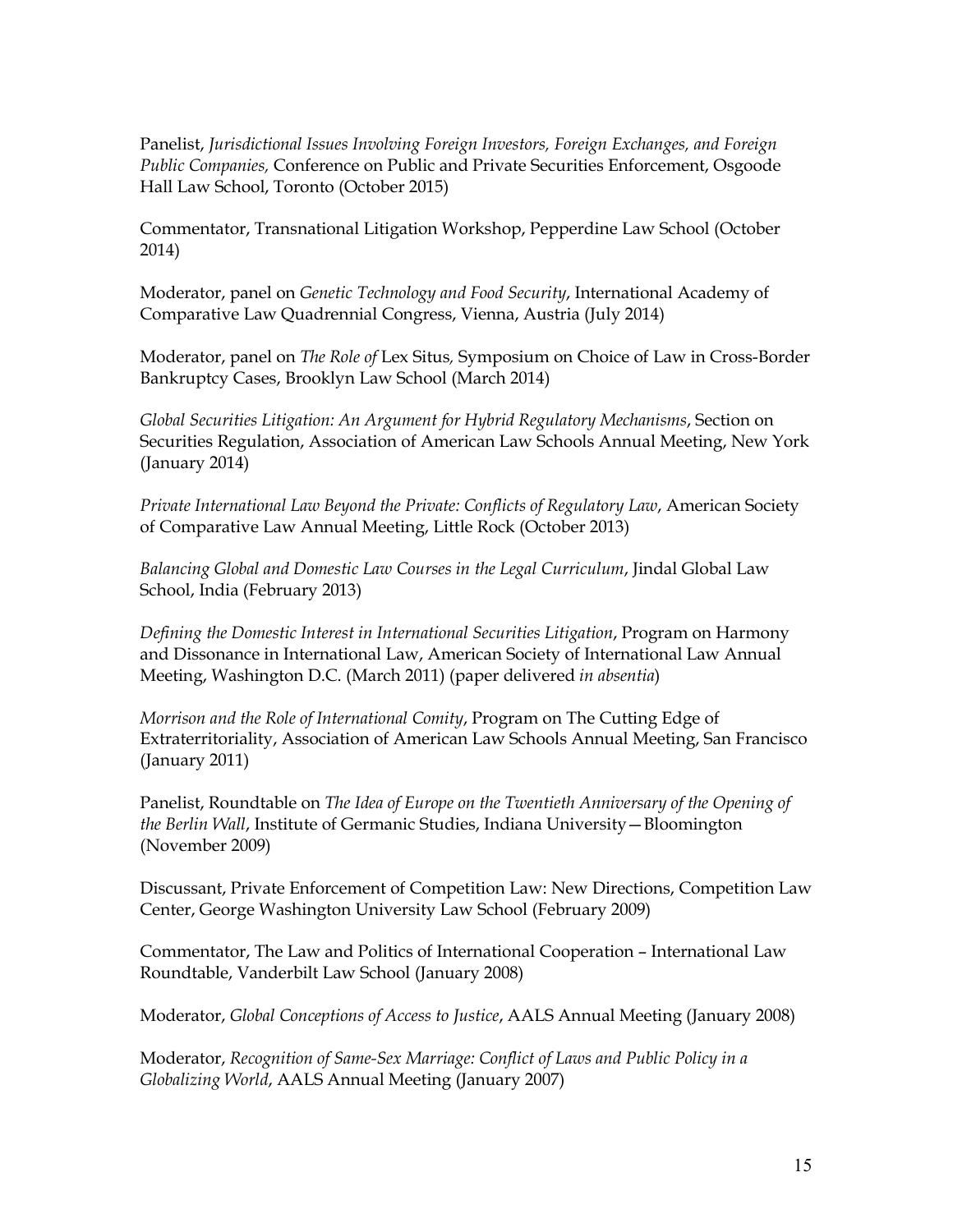Panelist, *Jurisdictional Issues Involving Foreign Investors, Foreign Exchanges, and Foreign Public Companies,* Conference on Public and Private Securities Enforcement, Osgoode Hall Law School, Toronto (October 2015)

Commentator, Transnational Litigation Workshop, Pepperdine Law School (October 2014)

Moderator, panel on *Genetic Technology and Food Security*, International Academy of Comparative Law Quadrennial Congress, Vienna, Austria (July 2014)

Moderator, panel on *The Role of* Lex Situs*,* Symposium on Choice of Law in Cross-Border Bankruptcy Cases, Brooklyn Law School (March 2014)

*Global Securities Litigation: An Argument for Hybrid Regulatory Mechanisms*, Section on Securities Regulation, Association of American Law Schools Annual Meeting, New York (January 2014)

*Private International Law Beyond the Private: Conflicts of Regulatory Law*, American Society of Comparative Law Annual Meeting, Little Rock (October 2013)

*Balancing Global and Domestic Law Courses in the Legal Curriculum*, Jindal Global Law School, India (February 2013)

*Defining the Domestic Interest in International Securities Litigation*, Program on Harmony and Dissonance in International Law, American Society of International Law Annual Meeting, Washington D.C. (March 2011) (paper delivered *in absentia*)

*Morrison and the Role of International Comity*, Program on The Cutting Edge of Extraterritoriality, Association of American Law Schools Annual Meeting, San Francisco (January 2011)

Panelist, Roundtable on *The Idea of Europe on the Twentieth Anniversary of the Opening of the Berlin Wall*, Institute of Germanic Studies, Indiana University—Bloomington (November 2009)

Discussant, Private Enforcement of Competition Law: New Directions, Competition Law Center, George Washington University Law School (February 2009)

Commentator, The Law and Politics of International Cooperation – International Law Roundtable, Vanderbilt Law School (January 2008)

Moderator, *Global Conceptions of Access to Justice*, AALS Annual Meeting (January 2008)

Moderator, *Recognition of Same-Sex Marriage: Conflict of Laws and Public Policy in a Globalizing World*, AALS Annual Meeting (January 2007)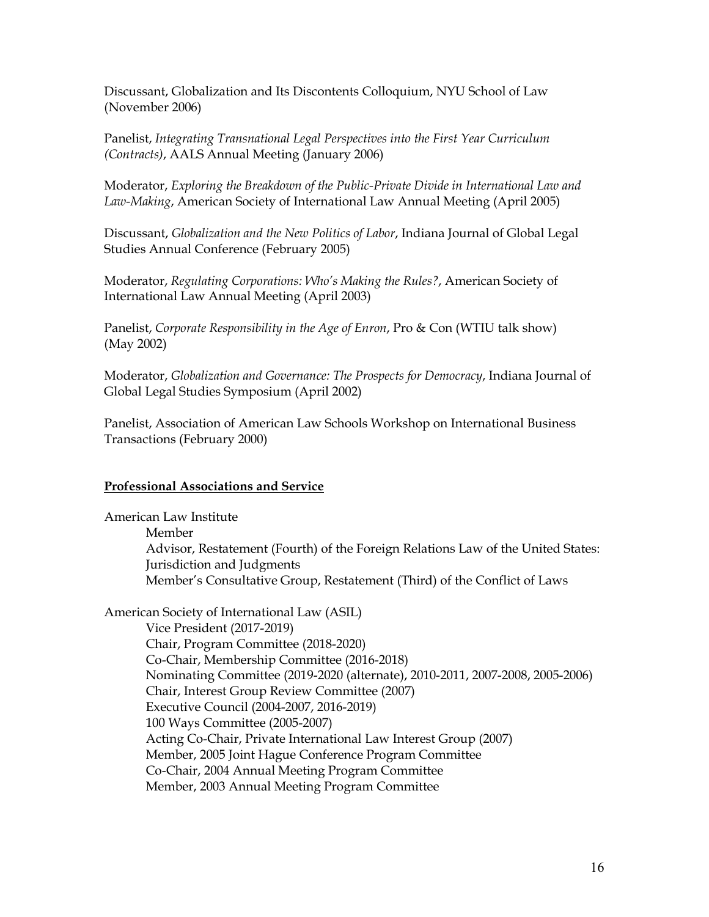Discussant, Globalization and Its Discontents Colloquium, NYU School of Law (November 2006)

Panelist, *Integrating Transnational Legal Perspectives into the First Year Curriculum (Contracts)*, AALS Annual Meeting (January 2006)

Moderator, *Exploring the Breakdown of the Public-Private Divide in International Law and Law-Making*, American Society of International Law Annual Meeting (April 2005)

Discussant, *Globalization and the New Politics of Labor*, Indiana Journal of Global Legal Studies Annual Conference (February 2005)

Moderator, *Regulating Corporations: Who's Making the Rules?*, American Society of International Law Annual Meeting (April 2003)

Panelist, *Corporate Responsibility in the Age of Enron*, Pro & Con (WTIU talk show) (May 2002)

Moderator, *Globalization and Governance: The Prospects for Democracy*, Indiana Journal of Global Legal Studies Symposium (April 2002)

Panelist, Association of American Law Schools Workshop on International Business Transactions (February 2000)

**Professional Associations and Service**

American Law Institute
- Member
- Advisor, Restatement (Fourth) of the Foreign Relations Law of the United States: Jurisdiction and Judgments
- Member's Consultative Group, Restatement (Third) of the Conflict of Laws

American Society of International Law (ASIL)
- Vice President (2017-2019)
- Chair, Program Committee (2018-2020)
- Co-Chair, Membership Committee (2016-2018)
- Nominating Committee (2019-2020 (alternate), 2010-2011, 2007-2008, 2005-2006)
- Chair, Interest Group Review Committee (2007)
- Executive Council (2004-2007, 2016-2019)
- 100 Ways Committee (2005-2007)
- Acting Co-Chair, Private International Law Interest Group (2007)
- Member, 2005 Joint Hague Conference Program Committee
- Co-Chair, 2004 Annual Meeting Program Committee
- Member, 2003 Annual Meeting Program Committee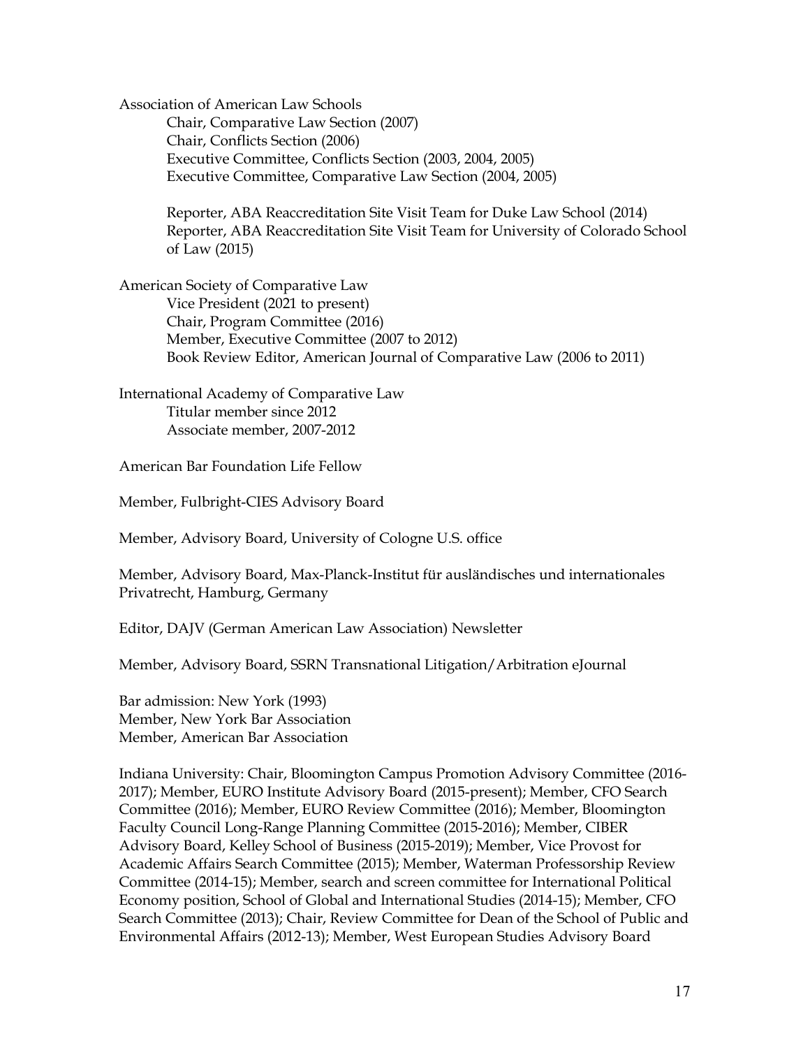Association of American Law Schools

- Chair, Comparative Law Section (2007)
- Chair, Conflicts Section (2006)
- Executive Committee, Conflicts Section (2003, 2004, 2005)
- Executive Committee, Comparative Law Section (2004, 2005)

- Reporter, ABA Reaccreditation Site Visit Team for Duke Law School (2014)
- Reporter, ABA Reaccreditation Site Visit Team for University of Colorado School of Law (2015)

American Society of Comparative Law

- Vice President (2021 to present)
- Chair, Program Committee (2016)
- Member, Executive Committee (2007 to 2012)
- Book Review Editor, American Journal of Comparative Law (2006 to 2011)

International Academy of Comparative Law

- Titular member since 2012
- Associate member, 2007-2012

American Bar Foundation Life Fellow

Member, Fulbright-CIES Advisory Board

Member, Advisory Board, University of Cologne U.S. office

Member, Advisory Board, Max-Planck-Institut für ausländisches und internationales Privatrecht, Hamburg, Germany

Editor, DAJV (German American Law Association) Newsletter

Member, Advisory Board, SSRN Transnational Litigation/Arbitration eJournal

Bar admission: New York (1993)
Member, New York Bar Association
Member, American Bar Association

Indiana University: Chair, Bloomington Campus Promotion Advisory Committee (2016-2017); Member, EURO Institute Advisory Board (2015-present); Member, CFO Search Committee (2016); Member, EURO Review Committee (2016); Member, Bloomington Faculty Council Long-Range Planning Committee (2015-2016); Member, CIBER Advisory Board, Kelley School of Business (2015-2019); Member, Vice Provost for Academic Affairs Search Committee (2015); Member, Waterman Professorship Review Committee (2014-15); Member, search and screen committee for International Political Economy position, School of Global and International Studies (2014-15); Member, CFO Search Committee (2013); Chair, Review Committee for Dean of the School of Public and Environmental Affairs (2012-13); Member, West European Studies Advisory Board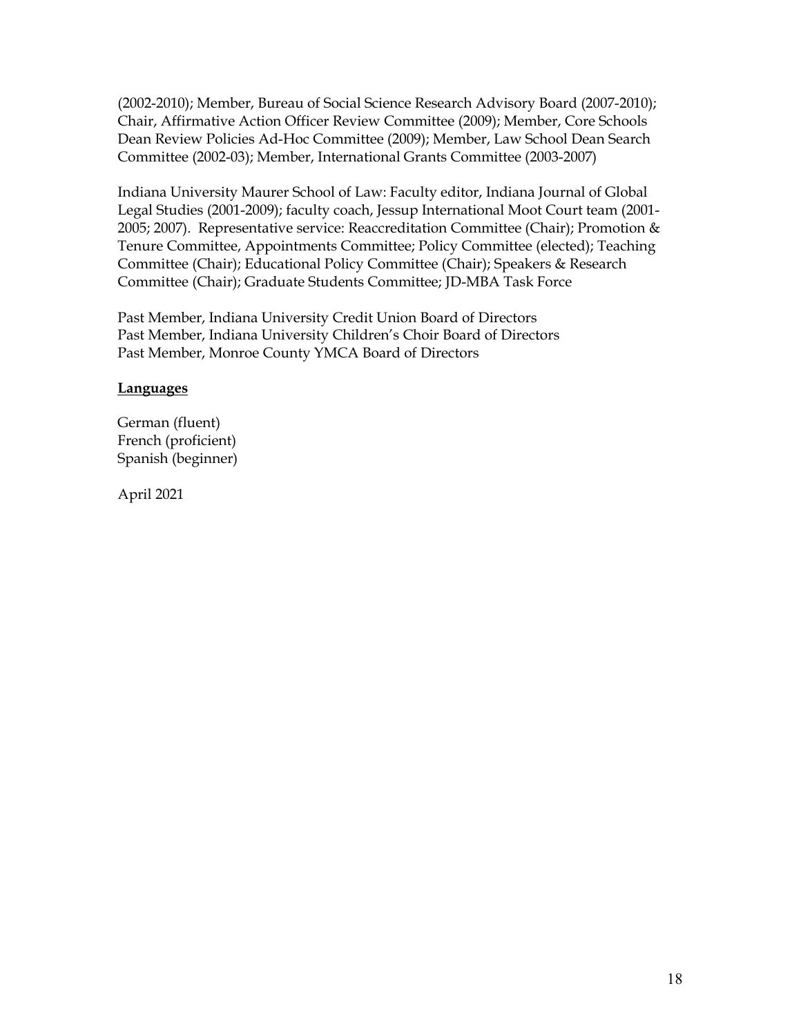(2002-2010); Member, Bureau of Social Science Research Advisory Board (2007-2010); Chair, Affirmative Action Officer Review Committee (2009); Member, Core Schools Dean Review Policies Ad-Hoc Committee (2009); Member, Law School Dean Search Committee (2002-03); Member, International Grants Committee (2003-2007)

Indiana University Maurer School of Law: Faculty editor, Indiana Journal of Global Legal Studies (2001-2009); faculty coach, Jessup International Moot Court team (2001-2005; 2007). Representative service: Reaccreditation Committee (Chair); Promotion & Tenure Committee, Appointments Committee; Policy Committee (elected); Teaching Committee (Chair); Educational Policy Committee (Chair); Speakers & Research Committee (Chair); Graduate Students Committee; JD-MBA Task Force

Past Member, Indiana University Credit Union Board of Directors
Past Member, Indiana University Children's Choir Board of Directors
Past Member, Monroe County YMCA Board of Directors

**Languages**

German (fluent)
French (proficient)
Spanish (beginner)

April 2021